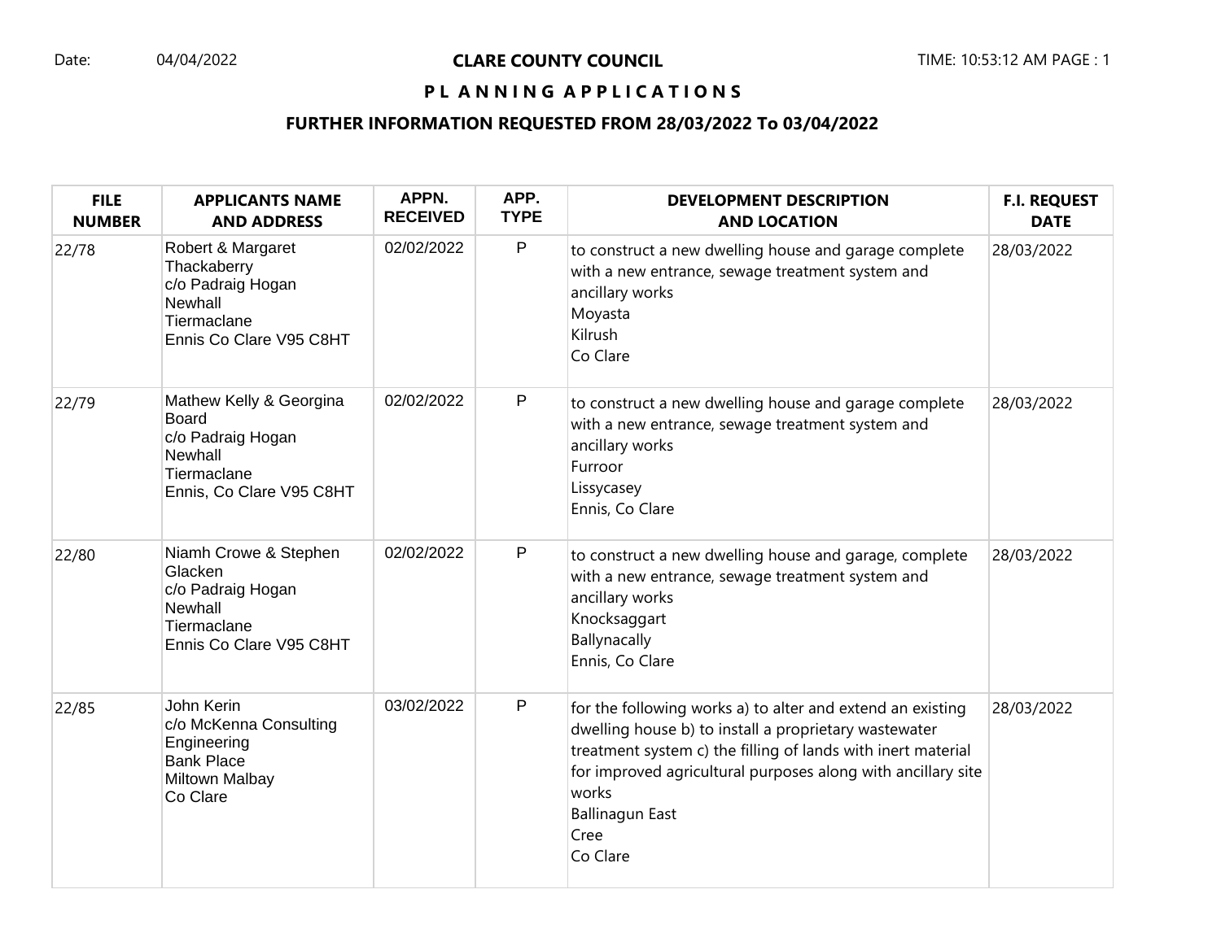Date: 04/04/2022

# CLARE COUNTY COUNCIL

## PL A N N I N G A P P L I C A T I O N S

### FURTHER INFORMATION REQUESTED FROM 28/03/2022 To 03/04/2022

| FILE NUMBER | APPLICANTS NAME AND ADDRESS | APPN. RECEIVED | APP. TYPE | DEVELOPMENT DESCRIPTION AND LOCATION | F.I. REQUEST DATE |
|---|---|---|---|---|---|
| 22/78 | Robert & Margaret Thackaberry<br>c/o Padraig Hogan<br>Newhall<br>Tiermaclane<br>Ennis Co Clare V95 C8HT | 02/02/2022 | P | to construct a new dwelling house and garage complete with a new entrance, sewage treatment system and ancillary works<br>Moyasta<br>Kilrush<br>Co Clare | 28/03/2022 |
| 22/79 | Mathew Kelly & Georgina Board<br>c/o Padraig Hogan<br>Newhall<br>Tiermaclane<br>Ennis, Co Clare V95 C8HT | 02/02/2022 | P | to construct a new dwelling house and garage complete with a new entrance, sewage treatment system and ancillary works<br>Furroor<br>Lissycasey<br>Ennis, Co Clare | 28/03/2022 |
| 22/80 | Niamh Crowe & Stephen Glacken<br>c/o Padraig Hogan<br>Newhall<br>Tiermaclane<br>Ennis Co Clare V95 C8HT | 02/02/2022 | P | to construct a new dwelling house and garage, complete with a new entrance, sewage treatment system and ancillary works<br>Knocksaggart<br>Ballynacally<br>Ennis, Co Clare | 28/03/2022 |
| 22/85 | John Kerin<br>c/o McKenna Consulting Engineering<br>Bank Place<br>Miltown Malbay<br>Co Clare | 03/02/2022 | P | for the following works a) to alter and extend an existing dwelling house b) to install a proprietary wastewater treatment system c) the filling of lands with inert material for improved agricultural purposes along with ancillary site works<br>Ballinagun East<br>Cree<br>Co Clare | 28/03/2022 |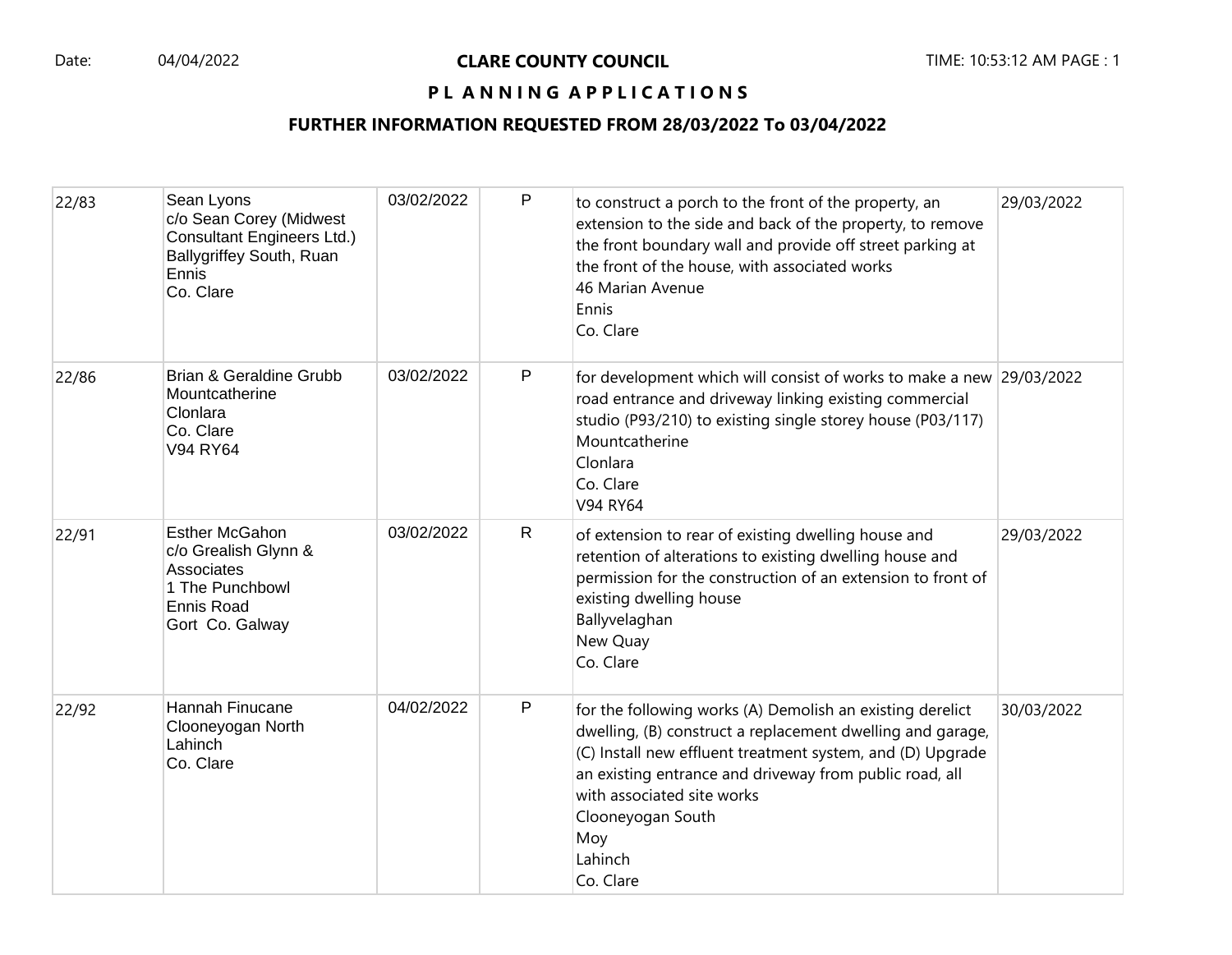**CLARE COUNTY COUNCIL**

**PLANNING APPLICATIONS**

**FURTHER INFORMATION REQUESTED FROM 28/03/2022 To 03/04/2022**

| | | | | | |
|---|---|---|---|---|---|
| 22/83 | Sean Lyons<br>c/o Sean Corey (Midwest Consultant Engineers Ltd.)<br>Ballygriffey South, Ruan<br>Ennis<br>Co. Clare | 03/02/2022 | P | to construct a porch to the front of the property, an extension to the side and back of the property, to remove the front boundary wall and provide off street parking at the front of the house, with associated works<br>46 Marian Avenue<br>Ennis<br>Co. Clare | 29/03/2022 |
| 22/86 | Brian & Geraldine Grubb<br>Mountcatherine<br>Clonlara<br>Co. Clare<br>V94 RY64 | 03/02/2022 | P | for development which will consist of works to make a new road entrance and driveway linking existing commercial studio (P93/210) to existing single storey house (P03/117)<br>Mountcatherine<br>Clonlara<br>Co. Clare<br>V94 RY64 | 29/03/2022 |
| 22/91 | Esther McGahon<br>c/o Grealish Glynn & Associates<br>1 The Punchbowl<br>Ennis Road<br>Gort Co. Galway | 03/02/2022 | R | of extension to rear of existing dwelling house and retention of alterations to existing dwelling house and permission for the construction of an extension to front of existing dwelling house<br>Ballyvelaghan<br>New Quay<br>Co. Clare | 29/03/2022 |
| 22/92 | Hannah Finucane<br>Clooneyogan North<br>Lahinch<br>Co. Clare | 04/02/2022 | P | for the following works (A) Demolish an existing derelict dwelling, (B) construct a replacement dwelling and garage, (C) Install new effluent treatment system, and (D) Upgrade an existing entrance and driveway from public road, all with associated site works<br>Clooneyogan South<br>Moy<br>Lahinch<br>Co. Clare | 30/03/2022 |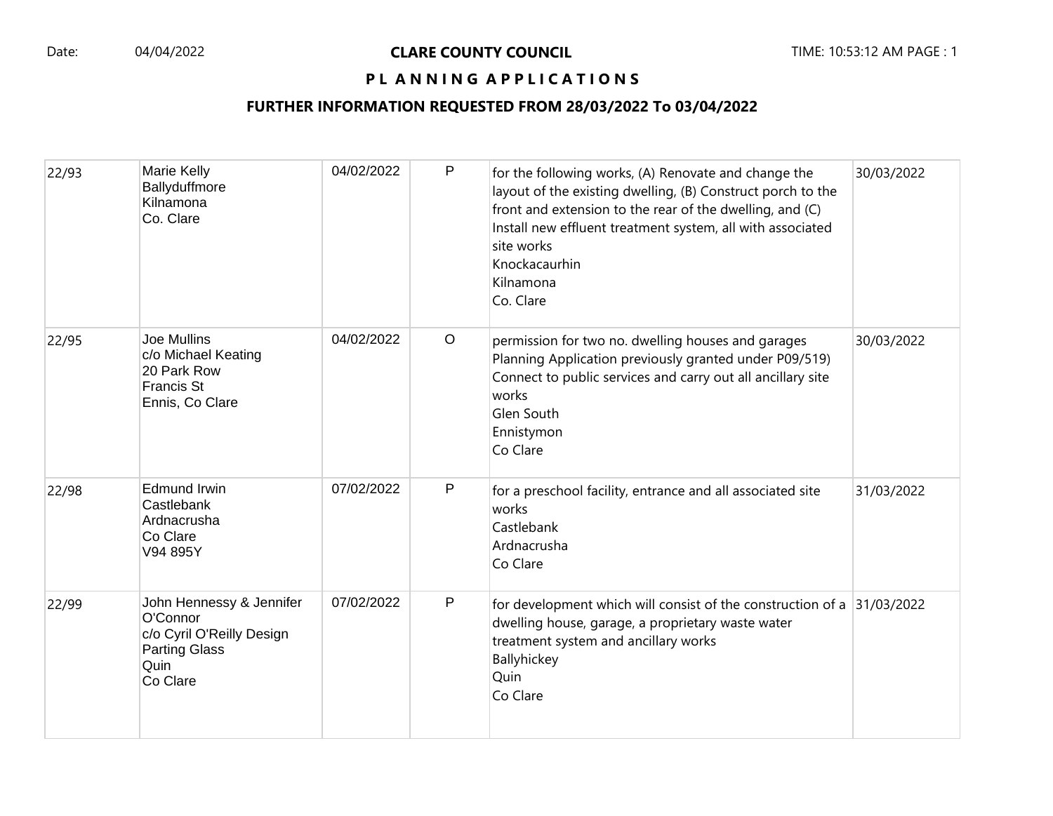# CLARE COUNTY COUNCIL

## PLANNING APPLICATIONS

### FURTHER INFORMATION REQUESTED FROM 28/03/2022 To 03/04/2022

| | | | | | |
|---|---|---|---|---|---|
| 22/93 | Marie Kelly<br>Ballyduffmore<br>Kilnamona<br>Co. Clare | 04/02/2022 | P | for the following works, (A) Renovate and change the layout of the existing dwelling, (B) Construct porch to the front and extension to the rear of the dwelling, and (C) Install new effluent treatment system, all with associated site works<br>Knockacaurhin<br>Kilnamona<br>Co. Clare | 30/03/2022 |
| 22/95 | Joe Mullins<br>c/o Michael Keating<br>20 Park Row<br>Francis St<br>Ennis, Co Clare | 04/02/2022 | O | permission for two no. dwelling houses and garages Planning Application previously granted under P09/519) Connect to public services and carry out all ancillary site works<br>Glen South<br>Ennistymon<br>Co Clare | 30/03/2022 |
| 22/98 | Edmund Irwin<br>Castlebank<br>Ardnacrusha<br>Co Clare<br>V94 895Y | 07/02/2022 | P | for a preschool facility, entrance and all associated site works<br>Castlebank<br>Ardnacrusha<br>Co Clare | 31/03/2022 |
| 22/99 | John Hennessy & Jennifer O'Connor<br>c/o Cyril O'Reilly Design<br>Parting Glass<br>Quin<br>Co Clare | 07/02/2022 | P | for development which will consist of the construction of a dwelling house, garage, a proprietary waste water treatment system and ancillary works<br>Ballyhickey<br>Quin<br>Co Clare | 31/03/2022 |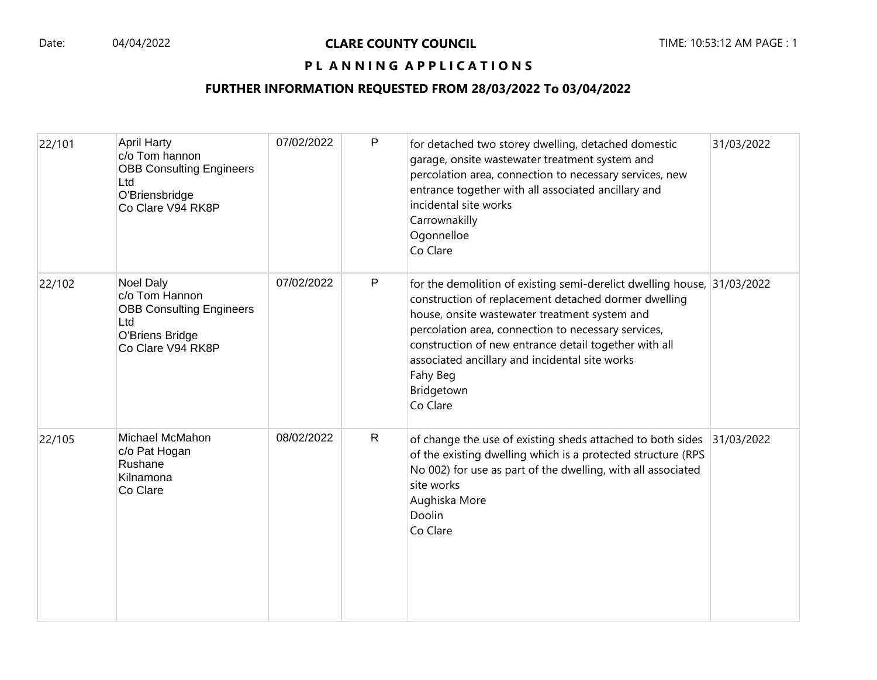**CLARE COUNTY COUNCIL**

**PLANNING APPLICATIONS**

**FURTHER INFORMATION REQUESTED FROM 28/03/2022 To 03/04/2022**

| | | | | | |
|---|---|---|---|---|---|
| 22/101 | April Harty<br>c/o Tom hannon<br>OBB Consulting Engineers Ltd<br>O'Briensbridge<br>Co Clare V94 RK8P | 07/02/2022 | P | for detached two storey dwelling, detached domestic garage, onsite wastewater treatment system and percolation area, connection to necessary services, new entrance together with all associated ancillary and incidental site works<br>Carrownakilly<br>Ogonnelloe<br>Co Clare | 31/03/2022 |
| 22/102 | Noel Daly<br>c/o Tom Hannon<br>OBB Consulting Engineers Ltd<br>O'Briens Bridge<br>Co Clare V94 RK8P | 07/02/2022 | P | for the demolition of existing semi-derelict dwelling house, construction of replacement detached dormer dwelling house, onsite wastewater treatment system and percolation area, connection to necessary services, construction of new entrance detail together with all associated ancillary and incidental site works<br>Fahy Beg<br>Bridgetown<br>Co Clare | 31/03/2022 |
| 22/105 | Michael McMahon<br>c/o Pat Hogan<br>Rushane<br>Kilnamona<br>Co Clare | 08/02/2022 | R | of change the use of existing sheds attached to both sides of the existing dwelling which is a protected structure (RPS No 002) for use as part of the dwelling, with all associated site works<br>Aughiska More<br>Doolin<br>Co Clare | 31/03/2022 |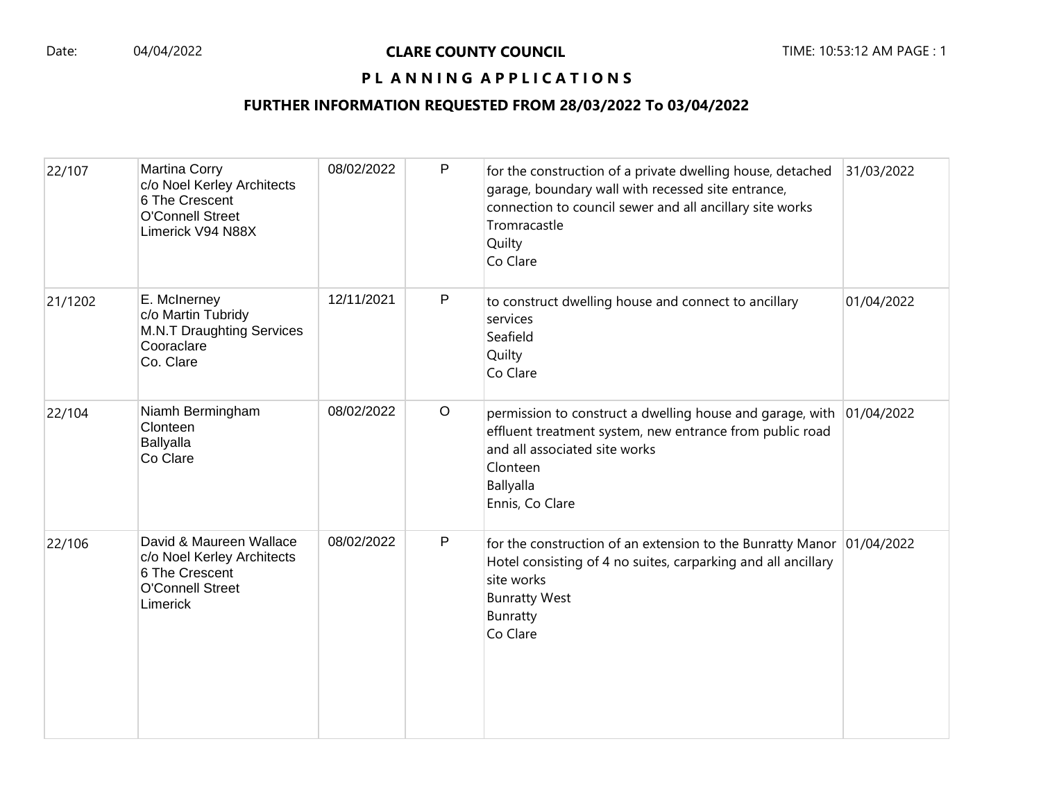**CLARE COUNTY COUNCIL**

**P L A N N I N G A P P L I C A T I O N S**

**FURTHER INFORMATION REQUESTED FROM 28/03/2022 To 03/04/2022**

| | | | | | |
|---|---|---|---|---|---|
| 22/107 | Martina Corry<br>c/o Noel Kerley Architects<br>6 The Crescent<br>O'Connell Street<br>Limerick V94 N88X | 08/02/2022 | P | for the construction of a private dwelling house, detached garage, boundary wall with recessed site entrance, connection to council sewer and all ancillary site works<br>Tromracastle<br>Quilty<br>Co Clare | 31/03/2022 |
| 21/1202 | E. McInerney<br>c/o Martin Tubridy<br>M.N.T Draughting Services<br>Cooraclare<br>Co. Clare | 12/11/2021 | P | to construct dwelling house and connect to ancillary services<br>Seafield<br>Quilty<br>Co Clare | 01/04/2022 |
| 22/104 | Niamh Bermingham<br>Clonteen<br>Ballyalla<br>Co Clare | 08/02/2022 | O | permission to construct a dwelling house and garage, with effluent treatment system, new entrance from public road and all associated site works<br>Clonteen<br>Ballyalla<br>Ennis, Co Clare | 01/04/2022 |
| 22/106 | David & Maureen Wallace<br>c/o Noel Kerley Architects<br>6 The Crescent<br>O'Connell Street<br>Limerick | 08/02/2022 | P | for the construction of an extension to the Bunratty Manor Hotel consisting of 4 no suites, carparking and all ancillary site works<br>Bunratty West<br>Bunratty<br>Co Clare | 01/04/2022 |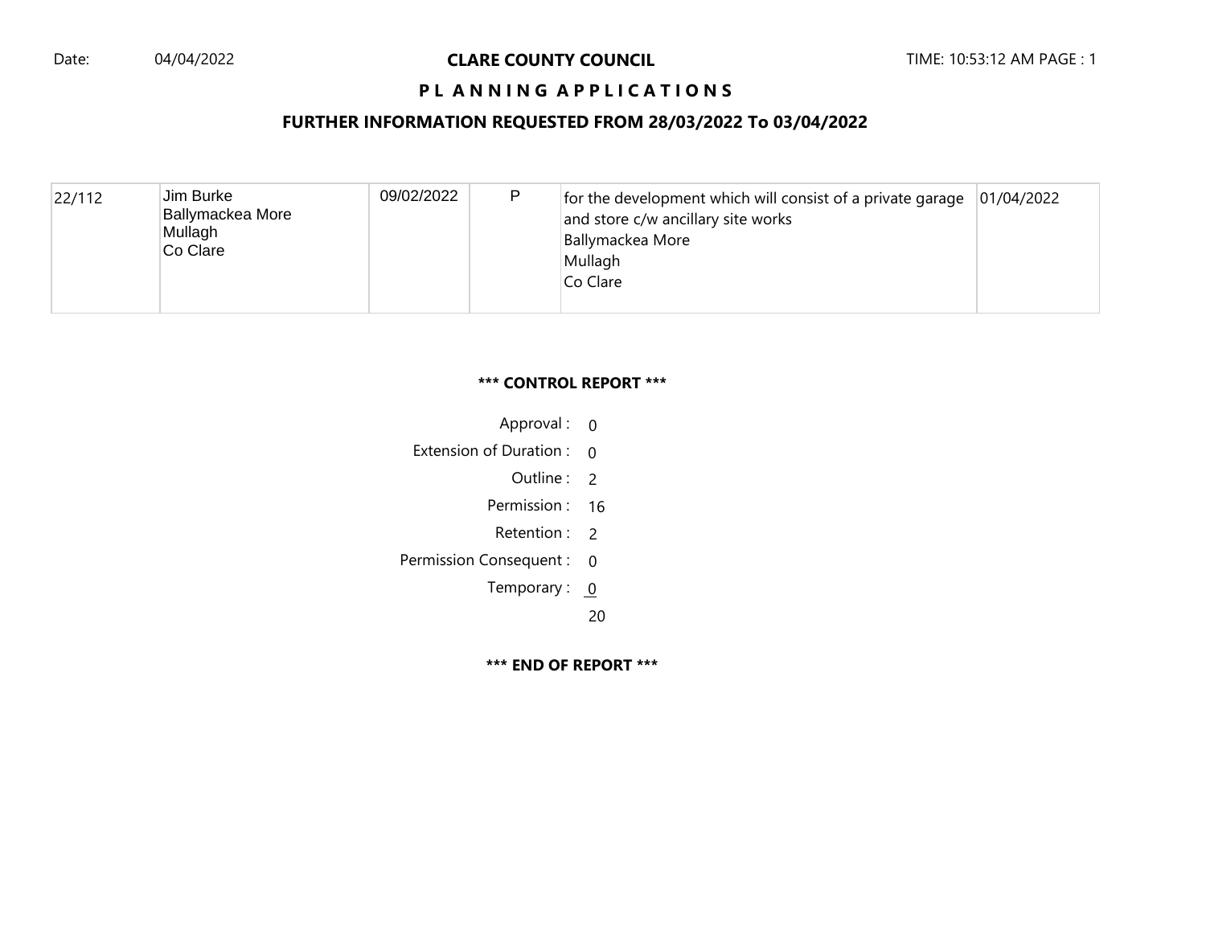Date: 04/04/2022

# CLARE COUNTY COUNCIL

## PLANNING APPLICATIONS

### FURTHER INFORMATION REQUESTED FROM 28/03/2022 To 03/04/2022

| | | | | | |
|---|---|---|---|---|---|
| 22/112 | Jim Burke<br>Ballymackea More<br>Mullagh<br>Co Clare | 09/02/2022 | P | for the development which will consist of a private garage and store c/w ancillary site works<br>Ballymackea More<br>Mullagh<br>Co Clare | 01/04/2022 |

**\*\*\* CONTROL REPORT \*\*\***

| | |
|---|---|
| Approval : | 0 |
| Extension of Duration : | 0 |
| Outline : | 2 |
| Permission : | 16 |
| Retention : | 2 |
| Permission Consequent : | 0 |
| Temporary : | 0 |
| | 20 |

**\*\*\* END OF REPORT \*\*\***